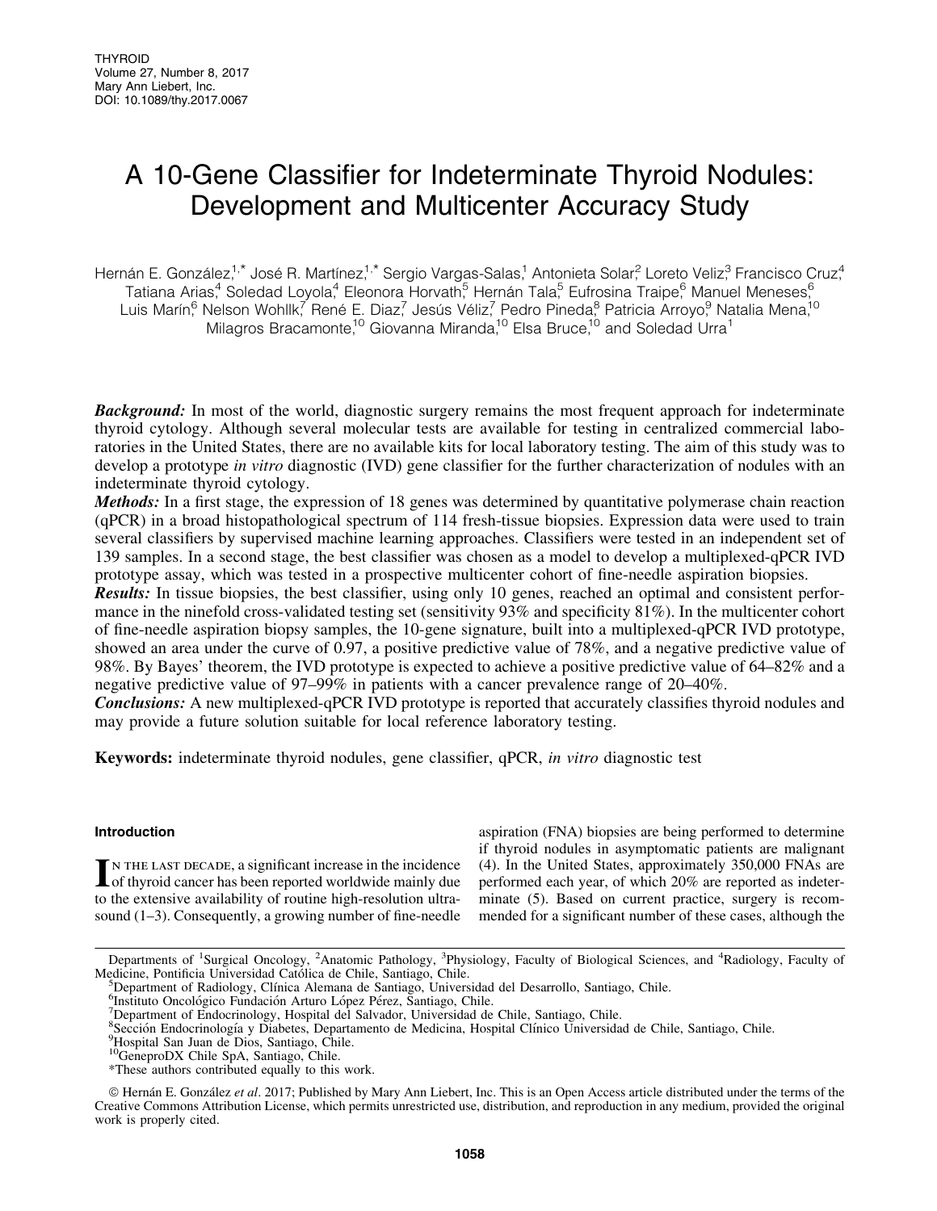# A 10-Gene Classifier for Indeterminate Thyroid Nodules: Development and Multicenter Accuracy Study

Hernán E. González,[1,*] José R. Martínez,[1,*] Sergio Vargas-Salas,[1] Antonieta Solar,[2] Loreto Veliz,[3] Francisco Cruz,[4] Tatiana Arias,[4] Soledad Loyola,[4] Eleonora Horvath,[5] Hernán Tala,[5] Eufrosina Traipe,[6] Manuel Meneses,[6] Luis Marín,[6] Nelson Wohllk,[7] René E. Diaz,[7] Jesús Véliz,[7] Pedro Pineda,[8] Patricia Arroyo,[9] Natalia Mena,[10] Milagros Bracamonte,[10] Giovanna Miranda,[10] Elsa Bruce,[10] and Soledad Urra[1]

***Background:*** In most of the world, diagnostic surgery remains the most frequent approach for indeterminate thyroid cytology. Although several molecular tests are available for testing in centralized commercial laboratories in the United States, there are no available kits for local laboratory testing. The aim of this study was to develop a prototype *in vitro* diagnostic (IVD) gene classifier for the further characterization of nodules with an indeterminate thyroid cytology.

***Methods:*** In a first stage, the expression of 18 genes was determined by quantitative polymerase chain reaction (qPCR) in a broad histopathological spectrum of 114 fresh-tissue biopsies. Expression data were used to train several classifiers by supervised machine learning approaches. Classifiers were tested in an independent set of 139 samples. In a second stage, the best classifier was chosen as a model to develop a multiplexed-qPCR IVD prototype assay, which was tested in a prospective multicenter cohort of fine-needle aspiration biopsies.

***Results:*** In tissue biopsies, the best classifier, using only 10 genes, reached an optimal and consistent performance in the ninefold cross-validated testing set (sensitivity 93% and specificity 81%). In the multicenter cohort of fine-needle aspiration biopsy samples, the 10-gene signature, built into a multiplexed-qPCR IVD prototype, showed an area under the curve of 0.97, a positive predictive value of 78%, and a negative predictive value of 98%. By Bayes' theorem, the IVD prototype is expected to achieve a positive predictive value of 64–82% and a negative predictive value of 97–99% in patients with a cancer prevalence range of 20–40%.

***Conclusions:*** A new multiplexed-qPCR IVD prototype is reported that accurately classifies thyroid nodules and may provide a future solution suitable for local reference laboratory testing.

**Keywords:** indeterminate thyroid nodules, gene classifier, qPCR, *in vitro* diagnostic test

## Introduction

In the last decade, a significant increase in the incidence of thyroid cancer has been reported worldwide mainly due to the extensive availability of routine high-resolution ultrasound (1–3). Consequently, a growing number of fine-needle aspiration (FNA) biopsies are being performed to determine if thyroid nodules in asymptomatic patients are malignant (4). In the United States, approximately 350,000 FNAs are performed each year, of which 20% are reported as indeterminate (5). Based on current practice, surgery is recommended for a significant number of these cases, although the

---

Departments of [1]Surgical Oncology, [2]Anatomic Pathology, [3]Physiology, Faculty of Biological Sciences, and [4]Radiology, Faculty of Medicine, Pontificia Universidad Católica de Chile, Santiago, Chile.
[5]Department of Radiology, Clínica Alemana de Santiago, Universidad del Desarrollo, Santiago, Chile.
[6]Instituto Oncológico Fundación Arturo López Pérez, Santiago, Chile.
[7]Department of Endocrinology, Hospital del Salvador, Universidad de Chile, Santiago, Chile.
[8]Sección Endocrinología y Diabetes, Departamento de Medicina, Hospital Clínico Universidad de Chile, Santiago, Chile.
[9]Hospital San Juan de Dios, Santiago, Chile.
[10]GeneproDX Chile SpA, Santiago, Chile.
*These authors contributed equally to this work.

© Hernán E. González *et al*. 2017; Published by Mary Ann Liebert, Inc. This is an Open Access article distributed under the terms of the Creative Commons Attribution License, which permits unrestricted use, distribution, and reproduction in any medium, provided the original work is properly cited.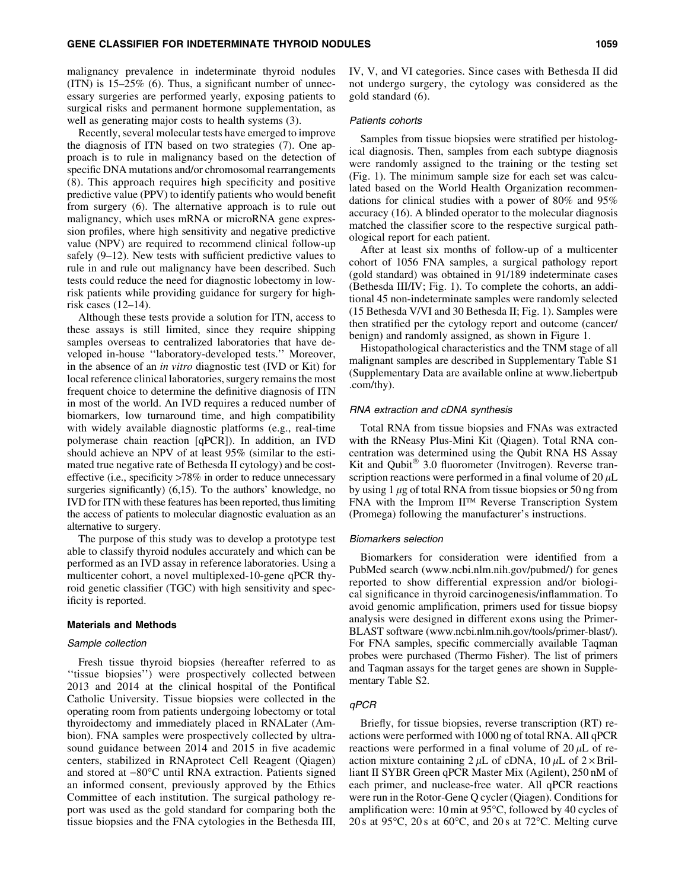malignancy prevalence in indeterminate thyroid nodules (ITN) is 15–25% (6). Thus, a significant number of unnecessary surgeries are performed yearly, exposing patients to surgical risks and permanent hormone supplementation, as well as generating major costs to health systems (3).

Recently, several molecular tests have emerged to improve the diagnosis of ITN based on two strategies (7). One approach is to rule in malignancy based on the detection of specific DNA mutations and/or chromosomal rearrangements (8). This approach requires high specificity and positive predictive value (PPV) to identify patients who would benefit from surgery (6). The alternative approach is to rule out malignancy, which uses mRNA or microRNA gene expression profiles, where high sensitivity and negative predictive value (NPV) are required to recommend clinical follow-up safely (9–12). New tests with sufficient predictive values to rule in and rule out malignancy have been described. Such tests could reduce the need for diagnostic lobectomy in low-risk patients while providing guidance for surgery for high-risk cases (12–14).

Although these tests provide a solution for ITN, access to these assays is still limited, since they require shipping samples overseas to centralized laboratories that have developed in-house ''laboratory-developed tests.'' Moreover, in the absence of an *in vitro* diagnostic test (IVD or Kit) for local reference clinical laboratories, surgery remains the most frequent choice to determine the definitive diagnosis of ITN in most of the world. An IVD requires a reduced number of biomarkers, low turnaround time, and high compatibility with widely available diagnostic platforms (e.g., real-time polymerase chain reaction [qPCR]). In addition, an IVD should achieve an NPV of at least 95% (similar to the estimated true negative rate of Bethesda II cytology) and be cost-effective (i.e., specificity >78% in order to reduce unnecessary surgeries significantly) (6,15). To the authors' knowledge, no IVD for ITN with these features has been reported, thus limiting the access of patients to molecular diagnostic evaluation as an alternative to surgery.

The purpose of this study was to develop a prototype test able to classify thyroid nodules accurately and which can be performed as an IVD assay in reference laboratories. Using a multicenter cohort, a novel multiplexed-10-gene qPCR thyroid genetic classifier (TGC) with high sensitivity and specificity is reported.

## Materials and Methods

### *Sample collection*

Fresh tissue thyroid biopsies (hereafter referred to as ''tissue biopsies'') were prospectively collected between 2013 and 2014 at the clinical hospital of the Pontifical Catholic University. Tissue biopsies were collected in the operating room from patients undergoing lobectomy or total thyroidectomy and immediately placed in RNALater (Ambion). FNA samples were prospectively collected by ultrasound guidance between 2014 and 2015 in five academic centers, stabilized in RNAprotect Cell Reagent (Qiagen) and stored at −80°C until RNA extraction. Patients signed an informed consent, previously approved by the Ethics Committee of each institution. The surgical pathology report was used as the gold standard for comparing both the tissue biopsies and the FNA cytologies in the Bethesda III, IV, V, and VI categories. Since cases with Bethesda II did not undergo surgery, the cytology was considered as the gold standard (6).

### *Patients cohorts*

Samples from tissue biopsies were stratified per histological diagnosis. Then, samples from each subtype diagnosis were randomly assigned to the training or the testing set (Fig. 1). The minimum sample size for each set was calculated based on the World Health Organization recommendations for clinical studies with a power of 80% and 95% accuracy (16). A blinded operator to the molecular diagnosis matched the classifier score to the respective surgical pathological report for each patient.

After at least six months of follow-up of a multicenter cohort of 1056 FNA samples, a surgical pathology report (gold standard) was obtained in 91/189 indeterminate cases (Bethesda III/IV; Fig. 1). To complete the cohorts, an additional 45 non-indeterminate samples were randomly selected (15 Bethesda V/VI and 30 Bethesda II; Fig. 1). Samples were then stratified per the cytology report and outcome (cancer/benign) and randomly assigned, as shown in Figure 1.

Histopathological characteristics and the TNM stage of all malignant samples are described in Supplementary Table S1 (Supplementary Data are available online at www.liebertpub.com/thy).

### *RNA extraction and cDNA synthesis*

Total RNA from tissue biopsies and FNAs was extracted with the RNeasy Plus-Mini Kit (Qiagen). Total RNA concentration was determined using the Qubit RNA HS Assay Kit and Qubit® 3.0 fluorometer (Invitrogen). Reverse transcription reactions were performed in a final volume of 20 $\mu$L by using 1 $\mu$g of total RNA from tissue biopsies or 50 ng from FNA with the Improm II™ Reverse Transcription System (Promega) following the manufacturer's instructions.

### *Biomarkers selection*

Biomarkers for consideration were identified from a PubMed search (www.ncbi.nlm.nih.gov/pubmed/) for genes reported to show differential expression and/or biological significance in thyroid carcinogenesis/inflammation. To avoid genomic amplification, primers used for tissue biopsy analysis were designed in different exons using the Primer-BLAST software (www.ncbi.nlm.nih.gov/tools/primer-blast/). For FNA samples, specific commercially available Taqman probes were purchased (Thermo Fisher). The list of primers and Taqman assays for the target genes are shown in Supplementary Table S2.

### *qPCR*

Briefly, for tissue biopsies, reverse transcription (RT) reactions were performed with 1000 ng of total RNA. All qPCR reactions were performed in a final volume of 20 $\mu$L of reaction mixture containing 2 $\mu$L of cDNA, 10 $\mu$L of 2× Brilliant II SYBR Green qPCR Master Mix (Agilent), 250 nM of each primer, and nuclease-free water. All qPCR reactions were run in the Rotor-Gene Q cycler (Qiagen). Conditions for amplification were: 10 min at 95°C, followed by 40 cycles of 20 s at 95°C, 20 s at 60°C, and 20 s at 72°C. Melting curve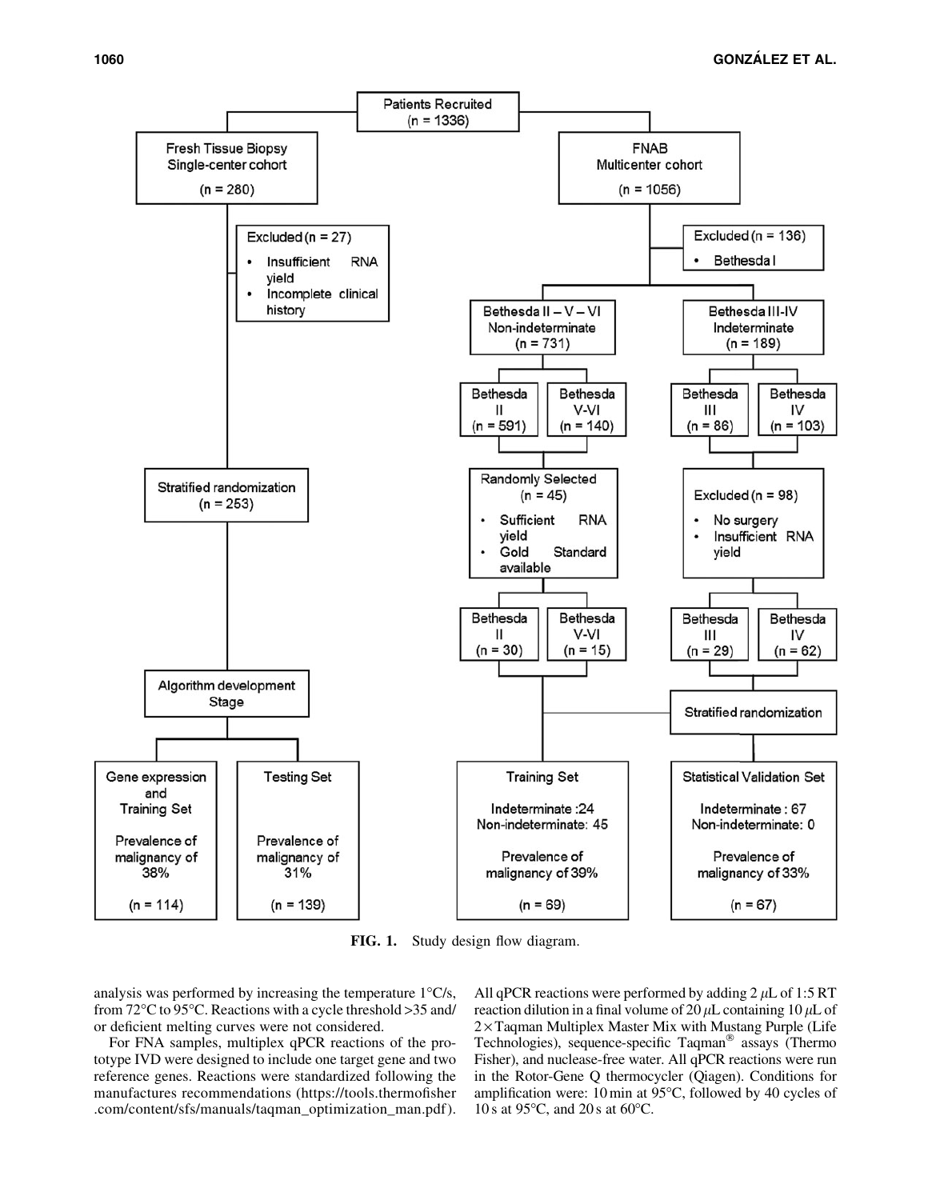FIG. 1. Study design flow diagram.

analysis was performed by increasing the temperature 1°C/s, from 72°C to 95°C. Reactions with a cycle threshold >35 and/or deficient melting curves were not considered.

For FNA samples, multiplex qPCR reactions of the prototype IVD were designed to include one target gene and two reference genes. Reactions were standardized following the manufactures recommendations (https://tools.thermofisher.com/content/sfs/manuals/taqman_optimization_man.pdf). All qPCR reactions were performed by adding 2 $\mu$L of 1:5 RT reaction dilution in a final volume of 20 $\mu$L containing 10 $\mu$L of 2× Taqman Multiplex Master Mix with Mustang Purple (Life Technologies), sequence-specific Taqman® assays (Thermo Fisher), and nuclease-free water. All qPCR reactions were run in the Rotor-Gene Q thermocycler (Qiagen). Conditions for amplification were: 10 min at 95°C, followed by 40 cycles of 10 s at 95°C, and 20 s at 60°C.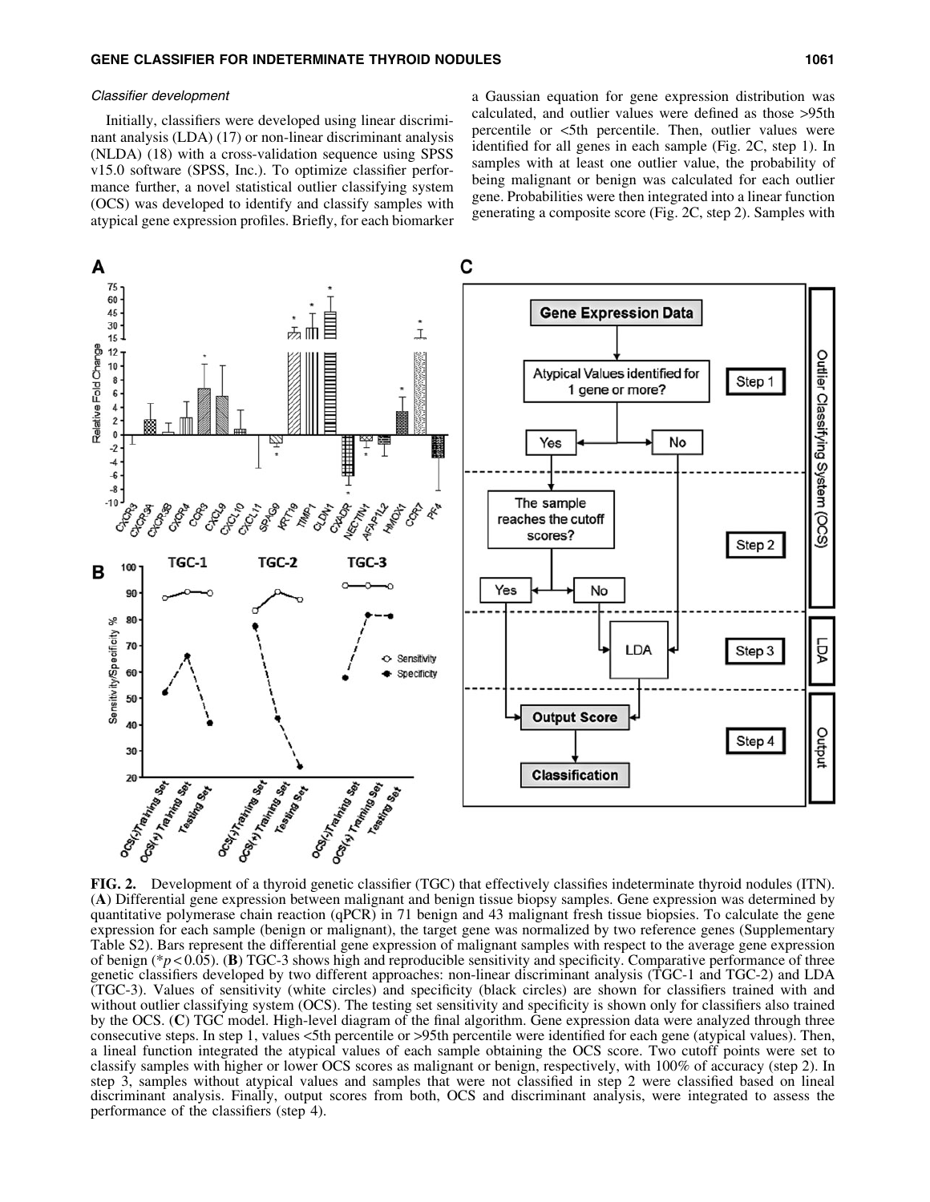### *Classifier development*

Initially, classifiers were developed using linear discriminant analysis (LDA) (17) or non-linear discriminant analysis (NLDA) (18) with a cross-validation sequence using SPSS v15.0 software (SPSS, Inc.). To optimize classifier performance further, a novel statistical outlier classifying system (OCS) was developed to identify and classify samples with atypical gene expression profiles. Briefly, for each biomarker a Gaussian equation for gene expression distribution was calculated, and outlier values were defined as those >95th percentile or <5th percentile. Then, outlier values were identified for all genes in each sample (Fig. 2C, step 1). In samples with at least one outlier value, the probability of being malignant or benign was calculated for each outlier gene. Probabilities were then integrated into a linear function generating a composite score (Fig. 2C, step 2). Samples with

**FIG. 2.** Development of a thyroid genetic classifier (TGC) that effectively classifies indeterminate thyroid nodules (ITN). (**A**) Differential gene expression between malignant and benign tissue biopsy samples. Gene expression was determined by quantitative polymerase chain reaction (qPCR) in 71 benign and 43 malignant fresh tissue biopsies. To calculate the gene expression for each sample (benign or malignant), the target gene was normalized by two reference genes (Supplementary Table S2). Bars represent the differential gene expression of malignant samples with respect to the average gene expression of benign (\*$p < 0.05$). (**B**) TGC-3 shows high and reproducible sensitivity and specificity. Comparative performance of three genetic classifiers developed by two different approaches: non-linear discriminant analysis (TGC-1 and TGC-2) and LDA (TGC-3). Values of sensitivity (white circles) and specificity (black circles) are shown for classifiers trained with and without outlier classifying system (OCS). The testing set sensitivity and specificity is shown only for classifiers also trained by the OCS. (**C**) TGC model. High-level diagram of the final algorithm. Gene expression data were analyzed through three consecutive steps. In step 1, values <5th percentile or >95th percentile were identified for each gene (atypical values). Then, a lineal function integrated the atypical values of each sample obtaining the OCS score. Two cutoff points were set to classify samples with higher or lower OCS scores as malignant or benign, respectively, with 100% of accuracy (step 2). In step 3, samples without atypical values and samples that were not classified in step 2 were classified based on lineal discriminant analysis. Finally, output scores from both, OCS and discriminant analysis, were integrated to assess the performance of the classifiers (step 4).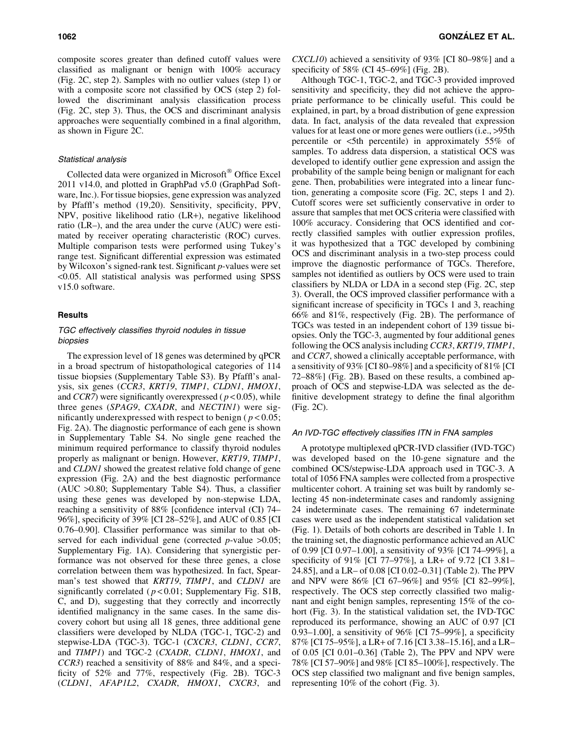composite scores greater than defined cutoff values were classified as malignant or benign with 100% accuracy (Fig. 2C, step 2). Samples with no outlier values (step 1) or with a composite score not classified by OCS (step 2) followed the discriminant analysis classification process (Fig. 2C, step 3). Thus, the OCS and discriminant analysis approaches were sequentially combined in a final algorithm, as shown in Figure 2C.

### *Statistical analysis*

Collected data were organized in Microsoft® Office Excel 2011 v14.0, and plotted in GraphPad v5.0 (GraphPad Software, Inc.). For tissue biopsies, gene expression was analyzed by Pfaffl's method (19,20). Sensitivity, specificity, PPV, NPV, positive likelihood ratio (LR+), negative likelihood ratio (LR–), and the area under the curve (AUC) were estimated by receiver operating characteristic (ROC) curves. Multiple comparison tests were performed using Tukey's range test. Significant differential expression was estimated by Wilcoxon's signed-rank test. Significant *p*-values were set <0.05. All statistical analysis was performed using SPSS v15.0 software.

## Results

### *TGC effectively classifies thyroid nodules in tissue biopsies*

The expression level of 18 genes was determined by qPCR in a broad spectrum of histopathological categories of 114 tissue biopsies (Supplementary Table S3). By Pfaffl's analysis, six genes (*CCR3*, *KRT19*, *TIMP1*, *CLDN1*, *HMOX1*, and *CCR7*) were significantly overexpressed ($p < 0.05$), while three genes (*SPAG9*, *CXADR*, and *NECTIN1*) were significantly underexpressed with respect to benign ($p < 0.05$; Fig. 2A). The diagnostic performance of each gene is shown in Supplementary Table S4. No single gene reached the minimum required performance to classify thyroid nodules properly as malignant or benign. However, *KRT19*, *TIMP1*, and *CLDN1* showed the greatest relative fold change of gene expression (Fig. 2A) and the best diagnostic performance (AUC >0.80; Supplementary Table S4). Thus, a classifier using these genes was developed by non-stepwise LDA, reaching a sensitivity of 88% [confidence interval (CI) 74–96%], specificity of 39% [CI 28–52%], and AUC of 0.85 [CI 0.76–0.90]. Classifier performance was similar to that observed for each individual gene (corrected *p*-value >0.05; Supplementary Fig. 1A). Considering that synergistic performance was not observed for these three genes, a close correlation between them was hypothesized. In fact, Spearman's test showed that *KRT19*, *TIMP1*, and *CLDN1* are significantly correlated ($p < 0.01$; Supplementary Fig. S1B, C, and D), suggesting that they correctly and incorrectly identified malignancy in the same cases. In the same discovery cohort but using all 18 genes, three additional gene classifiers were developed by NLDA (TGC-1, TGC-2) and stepwise-LDA (TGC-3). TGC-1 (*CXCR3*, *CLDN1*, *CCR7*, and *TIMP1*) and TGC-2 (*CXADR*, *CLDN1*, *HMOX1*, and *CCR3*) reached a sensitivity of 88% and 84%, and a specificity of 52% and 77%, respectively (Fig. 2B). TGC-3 (*CLDN1*, *AFAP1L2*, *CXADR*, *HMOX1*, *CXCR3*, and *CXCL10*) achieved a sensitivity of 93% [CI 80–98%] and a specificity of 58% (CI 45–69%] (Fig. 2B).

Although TGC-1, TGC-2, and TGC-3 provided improved sensitivity and specificity, they did not achieve the appropriate performance to be clinically useful. This could be explained, in part, by a broad distribution of gene expression data. In fact, analysis of the data revealed that expression values for at least one or more genes were outliers (i.e., >95th percentile or <5th percentile) in approximately 55% of samples. To address data dispersion, a statistical OCS was developed to identify outlier gene expression and assign the probability of the sample being benign or malignant for each gene. Then, probabilities were integrated into a linear function, generating a composite score (Fig. 2C, steps 1 and 2). Cutoff scores were set sufficiently conservative in order to assure that samples that met OCS criteria were classified with 100% accuracy. Considering that OCS identified and correctly classified samples with outlier expression profiles, it was hypothesized that a TGC developed by combining OCS and discriminant analysis in a two-step process could improve the diagnostic performance of TGCs. Therefore, samples not identified as outliers by OCS were used to train classifiers by NLDA or LDA in a second step (Fig. 2C, step 3). Overall, the OCS improved classifier performance with a significant increase of specificity in TGCs 1 and 3, reaching 66% and 81%, respectively (Fig. 2B). The performance of TGCs was tested in an independent cohort of 139 tissue biopsies. Only the TGC-3, augmented by four additional genes following the OCS analysis including *CCR3*, *KRT19*, *TIMP1*, and *CCR7*, showed a clinically acceptable performance, with a sensitivity of 93% [CI 80–98%] and a specificity of 81% [CI 72–88%] (Fig. 2B). Based on these results, a combined approach of OCS and stepwise-LDA was selected as the definitive development strategy to define the final algorithm (Fig. 2C).

### *An IVD-TGC effectively classifies ITN in FNA samples*

A prototype multiplexed qPCR-IVD classifier (IVD-TGC) was developed based on the 10-gene signature and the combined OCS/stepwise-LDA approach used in TGC-3. A total of 1056 FNA samples were collected from a prospective multicenter cohort. A training set was built by randomly selecting 45 non-indeterminate cases and randomly assigning 24 indeterminate cases. The remaining 67 indeterminate cases were used as the independent statistical validation set (Fig. 1). Details of both cohorts are described in Table 1. In the training set, the diagnostic performance achieved an AUC of 0.99 [CI 0.97–1.00], a sensitivity of 93% [CI 74–99%], a specificity of 91% [CI 77–97%], a LR+ of 9.72 [CI 3.81–24.85], and a LR– of 0.08 [CI 0.02–0.31] (Table 2). The PPV and NPV were 86% [CI 67–96%] and 95% [CI 82–99%], respectively. The OCS step correctly classified two malignant and eight benign samples, representing 15% of the cohort (Fig. 3). In the statistical validation set, the IVD-TGC reproduced its performance, showing an AUC of 0.97 [CI 0.93–1.00], a sensitivity of 96% [CI 75–99%], a specificity 87% [CI 75–95%], a LR+ of 7.16 [CI 3.38–15.16], and a LR– of 0.05 [CI 0.01–0.36] (Table 2), The PPV and NPV were 78% [CI 57–90%] and 98% [CI 85–100%], respectively. The OCS step classified two malignant and five benign samples, representing 10% of the cohort (Fig. 3).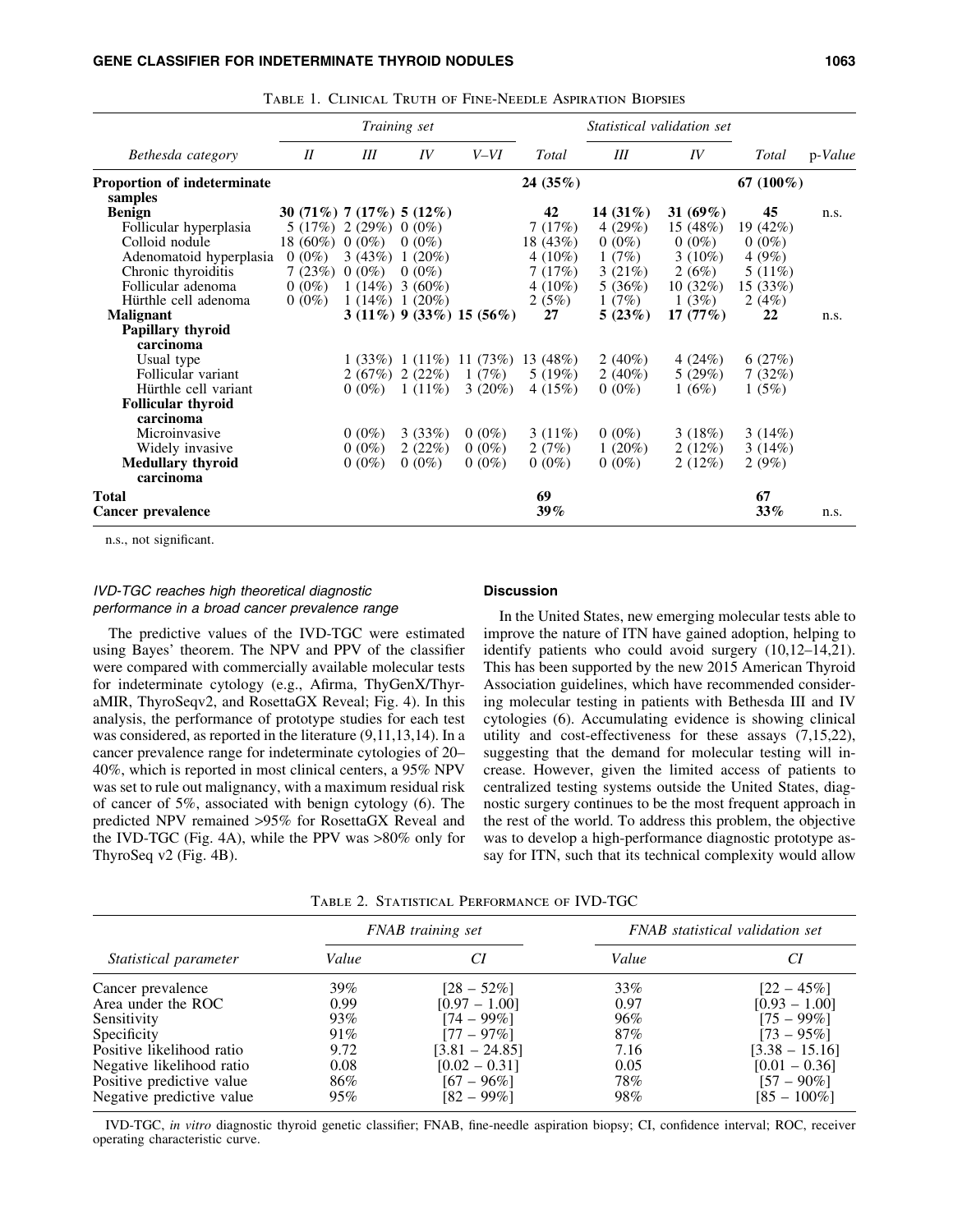Table 1. Clinical Truth of Fine-Needle Aspiration Biopsies

| Bethesda category | Training set | | | | | Statistical validation set | | | |
|---|---|---|---|---|---|---|---|---|---|
| | *II* | *III* | *IV* | *V–VI* | *Total* | *III* | *IV* | *Total* | *p-Value* |
| **Proportion of indeterminate samples** | | | | | **24 (35%)** | | | **67 (100%)** | |
| **Benign** | **30 (71%)** | **7 (17%)** | **5 (12%)** | | **42** | **14 (31%)** | **31 (69%)** | **45** | n.s. |
| Follicular hyperplasia | 5 (17%) | 2 (29%) | 0 (0%) | | 7 (17%) | 4 (29%) | 15 (48%) | 19 (42%) | |
| Colloid nodule | 18 (60%) | 0 (0%) | 0 (0%) | | 18 (43%) | 0 (0%) | 0 (0%) | 0 (0%) | |
| Adenomatoid hyperplasia | 0 (0%) | 3 (43%) | 1 (20%) | | 4 (10%) | 1 (7%) | 3 (10%) | 4 (9%) | |
| Chronic thyroiditis | 7 (23%) | 0 (0%) | 0 (0%) | | 7 (17%) | 3 (21%) | 2 (6%) | 5 (11%) | |
| Follicular adenoma | 0 (0%) | 1 (14%) | 3 (60%) | | 4 (10%) | 5 (36%) | 10 (32%) | 15 (33%) | |
| Hürthle cell adenoma | 0 (0%) | 1 (14%) | 1 (20%) | | 2 (5%) | 1 (7%) | 1 (3%) | 2 (4%) | |
| **Malignant** | | **3 (11%)** | **9 (33%)** | **15 (56%)** | **27** | **5 (23%)** | **17 (77%)** | **22** | n.s. |
| **Papillary thyroid carcinoma** | | | | | | | | | |
| Usual type | | 1 (33%) | 1 (11%) | 11 (73%) | 13 (48%) | 2 (40%) | 4 (24%) | 6 (27%) | |
| Follicular variant | | 2 (67%) | 2 (22%) | 1 (7%) | 5 (19%) | 2 (40%) | 5 (29%) | 7 (32%) | |
| Hürthle cell variant | | 0 (0%) | 1 (11%) | 3 (20%) | 4 (15%) | 0 (0%) | 1 (6%) | 1 (5%) | |
| **Follicular thyroid carcinoma** | | | | | | | | | |
| Microinvasive | | 0 (0%) | 3 (33%) | 0 (0%) | 3 (11%) | 0 (0%) | 3 (18%) | 3 (14%) | |
| Widely invasive | | 0 (0%) | 2 (22%) | 0 (0%) | 2 (7%) | 1 (20%) | 2 (12%) | 3 (14%) | |
| **Medullary thyroid carcinoma** | | 0 (0%) | 0 (0%) | 0 (0%) | 0 (0%) | 0 (0%) | 2 (12%) | 2 (9%) | |
| **Total** | | | | | **69** | | | **67** | |
| **Cancer prevalence** | | | | | **39%** | | | **33%** | n.s. |

n.s., not significant.

### *IVD-TGC reaches high theoretical diagnostic performance in a broad cancer prevalence range*

The predictive values of the IVD-TGC were estimated using Bayes' theorem. The NPV and PPV of the classifier were compared with commercially available molecular tests for indeterminate cytology (e.g., Afirma, ThyGenX/ThyraMIR, ThyroSeqv2, and RosettaGX Reveal; Fig. 4). In this analysis, the performance of prototype studies for each test was considered, as reported in the literature (9,11,13,14). In a cancer prevalence range for indeterminate cytologies of 20–40%, which is reported in most clinical centers, a 95% NPV was set to rule out malignancy, with a maximum residual risk of cancer of 5%, associated with benign cytology (6). The predicted NPV remained >95% for RosettaGX Reveal and the IVD-TGC (Fig. 4A), while the PPV was >80% only for ThyroSeq v2 (Fig. 4B).

## Discussion

In the United States, new emerging molecular tests able to improve the nature of ITN have gained adoption, helping to identify patients who could avoid surgery (10,12–14,21). This has been supported by the new 2015 American Thyroid Association guidelines, which have recommended considering molecular testing in patients with Bethesda III and IV cytologies (6). Accumulating evidence is showing clinical utility and cost-effectiveness for these assays (7,15,22), suggesting that the demand for molecular testing will increase. However, given the limited access of patients to centralized testing systems outside the United States, diagnostic surgery continues to be the most frequent approach in the rest of the world. To address this problem, the objective was to develop a high-performance diagnostic prototype assay for ITN, such that its technical complexity would allow

Table 2. Statistical Performance of IVD-TGC

| Statistical parameter | FNAB training set | | FNAB statistical validation set | |
|---|---|---|---|---|
| | *Value* | *CI* | *Value* | *CI* |
| Cancer prevalence | 39% | [28 – 52%] | 33% | [22 – 45%] |
| Area under the ROC | 0.99 | [0.97 – 1.00] | 0.97 | [0.93 – 1.00] |
| Sensitivity | 93% | [74 – 99%] | 96% | [75 – 99%] |
| Specificity | 91% | [77 – 97%] | 87% | [73 – 95%] |
| Positive likelihood ratio | 9.72 | [3.81 – 24.85] | 7.16 | [3.38 – 15.16] |
| Negative likelihood ratio | 0.08 | [0.02 – 0.31] | 0.05 | [0.01 – 0.36] |
| Positive predictive value | 86% | [67 – 96%] | 78% | [57 – 90%] |
| Negative predictive value | 95% | [82 – 99%] | 98% | [85 – 100%] |

IVD-TGC, *in vitro* diagnostic thyroid genetic classifier; FNAB, fine-needle aspiration biopsy; CI, confidence interval; ROC, receiver operating characteristic curve.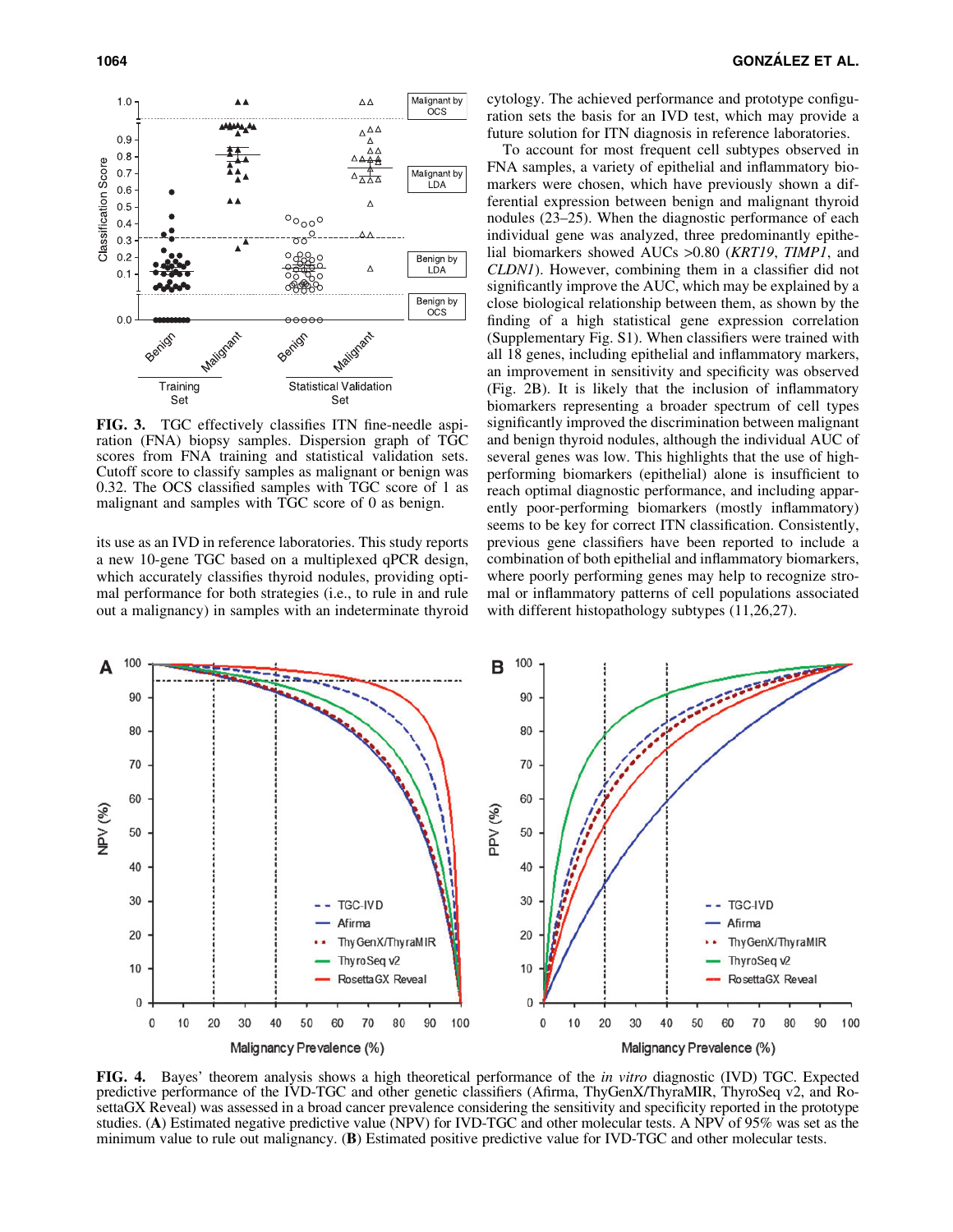FIG. 3. TGC effectively classifies ITN fine-needle aspiration (FNA) biopsy samples. Dispersion graph of TGC scores from FNA training and statistical validation sets. Cutoff score to classify samples as malignant or benign was 0.32. The OCS classified samples with TGC score of 1 as malignant and samples with TGC score of 0 as benign.

its use as an IVD in reference laboratories. This study reports a new 10-gene TGC based on a multiplexed qPCR design, which accurately classifies thyroid nodules, providing optimal performance for both strategies (i.e., to rule in and rule out a malignancy) in samples with an indeterminate thyroid cytology. The achieved performance and prototype configuration sets the basis for an IVD test, which may provide a future solution for ITN diagnosis in reference laboratories.

To account for most frequent cell subtypes observed in FNA samples, a variety of epithelial and inflammatory biomarkers were chosen, which have previously shown a differential expression between benign and malignant thyroid nodules (23–25). When the diagnostic performance of each individual gene was analyzed, three predominantly epithelial biomarkers showed AUCs >0.80 (*KRT19*, *TIMP1*, and *CLDN1*). However, combining them in a classifier did not significantly improve the AUC, which may be explained by a close biological relationship between them, as shown by the finding of a high statistical gene expression correlation (Supplementary Fig. S1). When classifiers were trained with all 18 genes, including epithelial and inflammatory markers, an improvement in sensitivity and specificity was observed (Fig. 2B). It is likely that the inclusion of inflammatory biomarkers representing a broader spectrum of cell types significantly improved the discrimination between malignant and benign thyroid nodules, although the individual AUC of several genes was low. This highlights that the use of high-performing biomarkers (epithelial) alone is insufficient to reach optimal diagnostic performance, and including apparently poor-performing biomarkers (mostly inflammatory) seems to be key for correct ITN classification. Consistently, previous gene classifiers have been reported to include a combination of both epithelial and inflammatory biomarkers, where poorly performing genes may help to recognize stromal or inflammatory patterns of cell populations associated with different histopathology subtypes (11,26,27).

FIG. 4. Bayes' theorem analysis shows a high theoretical performance of the *in vitro* diagnostic (IVD) TGC. Expected predictive performance of the IVD-TGC and other genetic classifiers (Afirma, ThyGenX/ThyraMIR, ThyroSeq v2, and RosettaGX Reveal) was assessed in a broad cancer prevalence considering the sensitivity and specificity reported in the prototype studies. (**A**) Estimated negative predictive value (NPV) for IVD-TGC and other molecular tests. A NPV of 95% was set as the minimum value to rule out malignancy. (**B**) Estimated positive predictive value for IVD-TGC and other molecular tests.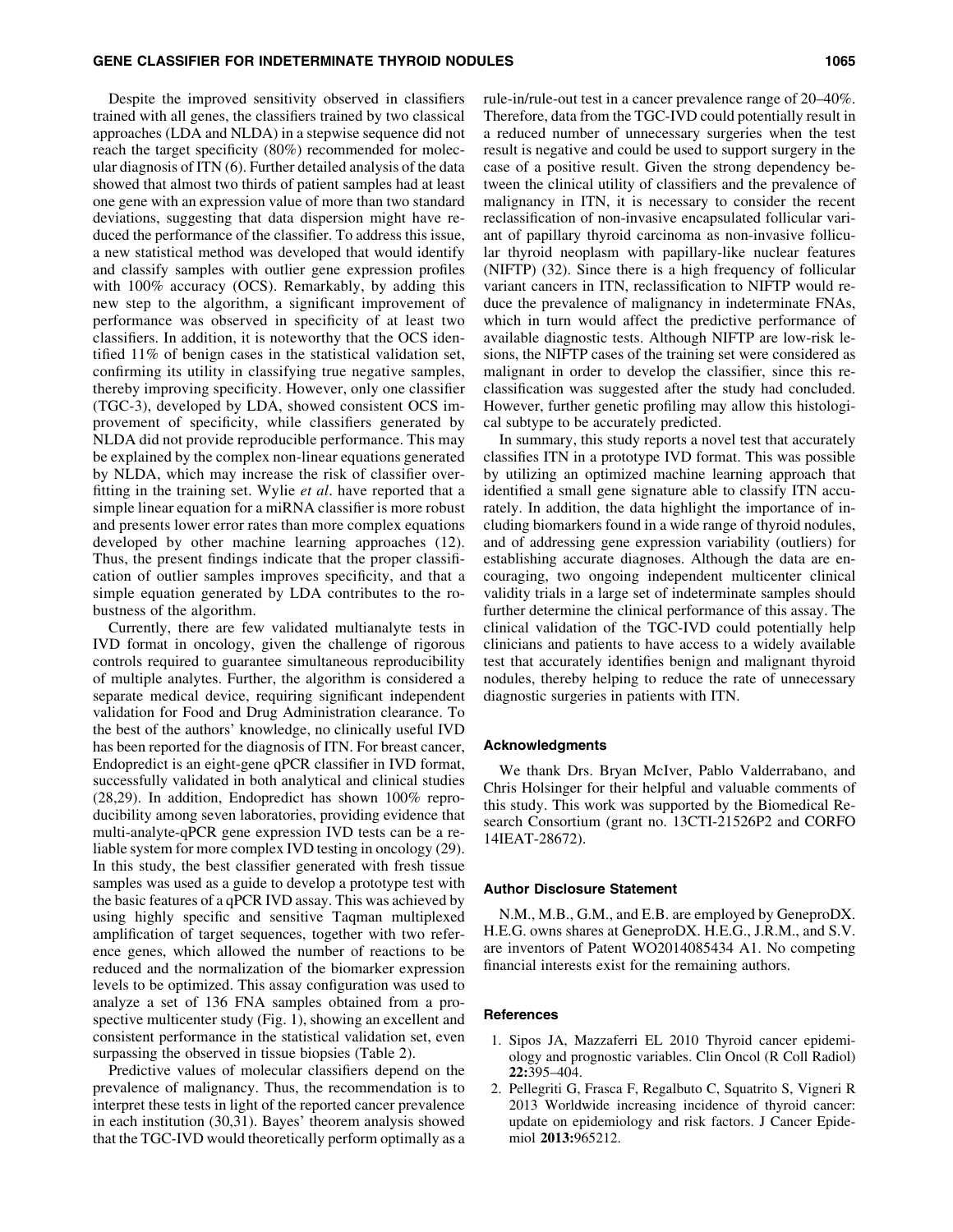Despite the improved sensitivity observed in classifiers trained with all genes, the classifiers trained by two classical approaches (LDA and NLDA) in a stepwise sequence did not reach the target specificity (80%) recommended for molecular diagnosis of ITN (6). Further detailed analysis of the data showed that almost two thirds of patient samples had at least one gene with an expression value of more than two standard deviations, suggesting that data dispersion might have reduced the performance of the classifier. To address this issue, a new statistical method was developed that would identify and classify samples with outlier gene expression profiles with 100% accuracy (OCS). Remarkably, by adding this new step to the algorithm, a significant improvement of performance was observed in specificity of at least two classifiers. In addition, it is noteworthy that the OCS identified 11% of benign cases in the statistical validation set, confirming its utility in classifying true negative samples, thereby improving specificity. However, only one classifier (TGC-3), developed by LDA, showed consistent OCS improvement of specificity, while classifiers generated by NLDA did not provide reproducible performance. This may be explained by the complex non-linear equations generated by NLDA, which may increase the risk of classifier overfitting in the training set. Wylie *et al*. have reported that a simple linear equation for a miRNA classifier is more robust and presents lower error rates than more complex equations developed by other machine learning approaches (12). Thus, the present findings indicate that the proper classification of outlier samples improves specificity, and that a simple equation generated by LDA contributes to the robustness of the algorithm.

Currently, there are few validated multianalyte tests in IVD format in oncology, given the challenge of rigorous controls required to guarantee simultaneous reproducibility of multiple analytes. Further, the algorithm is considered a separate medical device, requiring significant independent validation for Food and Drug Administration clearance. To the best of the authors' knowledge, no clinically useful IVD has been reported for the diagnosis of ITN. For breast cancer, Endopredict is an eight-gene qPCR classifier in IVD format, successfully validated in both analytical and clinical studies (28,29). In addition, Endopredict has shown 100% reproducibility among seven laboratories, providing evidence that multi-analyte-qPCR gene expression IVD tests can be a reliable system for more complex IVD testing in oncology (29). In this study, the best classifier generated with fresh tissue samples was used as a guide to develop a prototype test with the basic features of a qPCR IVD assay. This was achieved by using highly specific and sensitive Taqman multiplexed amplification of target sequences, together with two reference genes, which allowed the number of reactions to be reduced and the normalization of the biomarker expression levels to be optimized. This assay configuration was used to analyze a set of 136 FNA samples obtained from a prospective multicenter study (Fig. 1), showing an excellent and consistent performance in the statistical validation set, even surpassing the observed in tissue biopsies (Table 2).

Predictive values of molecular classifiers depend on the prevalence of malignancy. Thus, the recommendation is to interpret these tests in light of the reported cancer prevalence in each institution (30,31). Bayes' theorem analysis showed that the TGC-IVD would theoretically perform optimally as a rule-in/rule-out test in a cancer prevalence range of 20–40%. Therefore, data from the TGC-IVD could potentially result in a reduced number of unnecessary surgeries when the test result is negative and could be used to support surgery in the case of a positive result. Given the strong dependency between the clinical utility of classifiers and the prevalence of malignancy in ITN, it is necessary to consider the recent reclassification of non-invasive encapsulated follicular variant of papillary thyroid carcinoma as non-invasive follicular thyroid neoplasm with papillary-like nuclear features (NIFTP) (32). Since there is a high frequency of follicular variant cancers in ITN, reclassification to NIFTP would reduce the prevalence of malignancy in indeterminate FNAs, which in turn would affect the predictive performance of available diagnostic tests. Although NIFTP are low-risk lesions, the NIFTP cases of the training set were considered as malignant in order to develop the classifier, since this reclassification was suggested after the study had concluded. However, further genetic profiling may allow this histological subtype to be accurately predicted.

In summary, this study reports a novel test that accurately classifies ITN in a prototype IVD format. This was possible by utilizing an optimized machine learning approach that identified a small gene signature able to classify ITN accurately. In addition, the data highlight the importance of including biomarkers found in a wide range of thyroid nodules, and of addressing gene expression variability (outliers) for establishing accurate diagnoses. Although the data are encouraging, two ongoing independent multicenter clinical validity trials in a large set of indeterminate samples should further determine the clinical performance of this assay. The clinical validation of the TGC-IVD could potentially help clinicians and patients to have access to a widely available test that accurately identifies benign and malignant thyroid nodules, thereby helping to reduce the rate of unnecessary diagnostic surgeries in patients with ITN.

## Acknowledgments

We thank Drs. Bryan McIver, Pablo Valderrabano, and Chris Holsinger for their helpful and valuable comments of this study. This work was supported by the Biomedical Research Consortium (grant no. 13CTI-21526P2 and CORFO 14IEAT-28672).

## Author Disclosure Statement

N.M., M.B., G.M., and E.B. are employed by GeneproDX. H.E.G. owns shares at GeneproDX. H.E.G., J.R.M., and S.V. are inventors of Patent WO2014085434 A1. No competing financial interests exist for the remaining authors.

## References

1. Sipos JA, Mazzaferri EL 2010 Thyroid cancer epidemiology and prognostic variables. Clin Oncol (R Coll Radiol) **22:**395–404.
2. Pellegriti G, Frasca F, Regalbuto C, Squatrito S, Vigneri R 2013 Worldwide increasing incidence of thyroid cancer: update on epidemiology and risk factors. J Cancer Epidemiol **2013:**965212.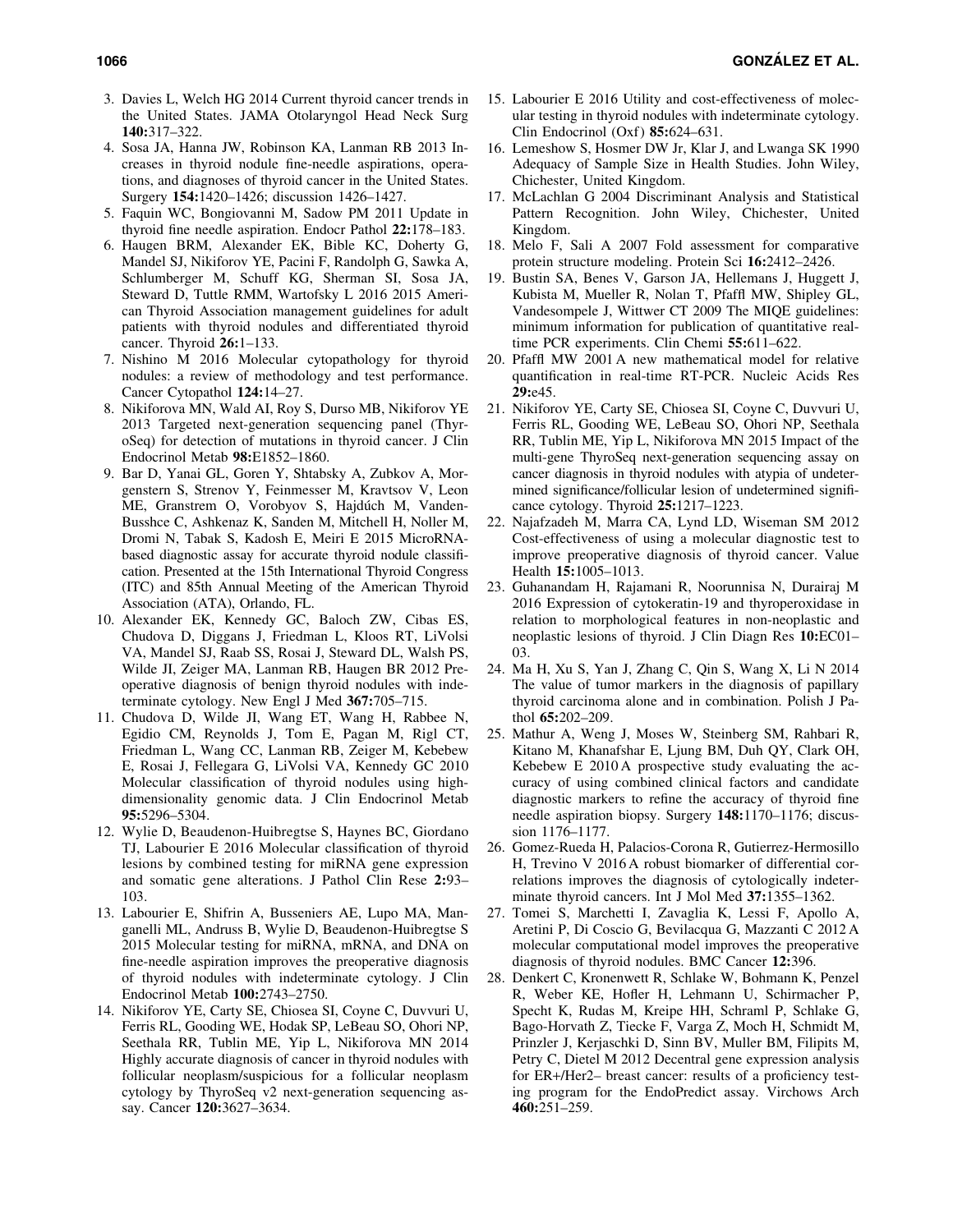3. Davies L, Welch HG 2014 Current thyroid cancer trends in the United States. JAMA Otolaryngol Head Neck Surg **140:**317–322.
4. Sosa JA, Hanna JW, Robinson KA, Lanman RB 2013 Increases in thyroid nodule fine-needle aspirations, operations, and diagnoses of thyroid cancer in the United States. Surgery **154:**1420–1426; discussion 1426–1427.
5. Faquin WC, Bongiovanni M, Sadow PM 2011 Update in thyroid fine needle aspiration. Endocr Pathol **22:**178–183.
6. Haugen BRM, Alexander EK, Bible KC, Doherty G, Mandel SJ, Nikiforov YE, Pacini F, Randolph G, Sawka A, Schlumberger M, Schuff KG, Sherman SI, Sosa JA, Steward D, Tuttle RMM, Wartofsky L 2016 2015 American Thyroid Association management guidelines for adult patients with thyroid nodules and differentiated thyroid cancer. Thyroid **26:**1–133.
7. Nishino M 2016 Molecular cytopathology for thyroid nodules: a review of methodology and test performance. Cancer Cytopathol **124:**14–27.
8. Nikiforova MN, Wald AI, Roy S, Durso MB, Nikiforov YE 2013 Targeted next-generation sequencing panel (ThyroSeq) for detection of mutations in thyroid cancer. J Clin Endocrinol Metab **98:**E1852–1860.
9. Bar D, Yanai GL, Goren Y, Shtabsky A, Zubkov A, Morgenstern S, Strenov Y, Feinmesser M, Kravtsov V, Leon ME, Granstrem O, Vorobyov S, Hajdúch M, Vanden-Busshce C, Ashkenaz K, Sanden M, Mitchell H, Noller M, Dromi N, Tabak S, Kadosh E, Meiri E 2015 MicroRNA-based diagnostic assay for accurate thyroid nodule classification. Presented at the 15th International Thyroid Congress (ITC) and 85th Annual Meeting of the American Thyroid Association (ATA), Orlando, FL.
10. Alexander EK, Kennedy GC, Baloch ZW, Cibas ES, Chudova D, Diggans J, Friedman L, Kloos RT, LiVolsi VA, Mandel SJ, Raab SS, Rosai J, Steward DL, Walsh PS, Wilde JI, Zeiger MA, Lanman RB, Haugen BR 2012 Preoperative diagnosis of benign thyroid nodules with indeterminate cytology. New Engl J Med **367:**705–715.
11. Chudova D, Wilde JI, Wang ET, Wang H, Rabbee N, Egidio CM, Reynolds J, Tom E, Pagan M, Rigl CT, Friedman L, Wang CC, Lanman RB, Zeiger M, Kebebew E, Rosai J, Fellegara G, LiVolsi VA, Kennedy GC 2010 Molecular classification of thyroid nodules using high-dimensionality genomic data. J Clin Endocrinol Metab **95:**5296–5304.
12. Wylie D, Beaudenon-Huibregtse S, Haynes BC, Giordano TJ, Labourier E 2016 Molecular classification of thyroid lesions by combined testing for miRNA gene expression and somatic gene alterations. J Pathol Clin Rese **2:**93–103.
13. Labourier E, Shifrin A, Busseniers AE, Lupo MA, Manganelli ML, Andruss B, Wylie D, Beaudenon-Huibregtse S 2015 Molecular testing for miRNA, mRNA, and DNA on fine-needle aspiration improves the preoperative diagnosis of thyroid nodules with indeterminate cytology. J Clin Endocrinol Metab **100:**2743–2750.
14. Nikiforov YE, Carty SE, Chiosea SI, Coyne C, Duvvuri U, Ferris RL, Gooding WE, Hodak SP, LeBeau SO, Ohori NP, Seethala RR, Tublin ME, Yip L, Nikiforova MN 2014 Highly accurate diagnosis of cancer in thyroid nodules with follicular neoplasm/suspicious for a follicular neoplasm cytology by ThyroSeq v2 next-generation sequencing assay. Cancer **120:**3627–3634.
15. Labourier E 2016 Utility and cost-effectiveness of molecular testing in thyroid nodules with indeterminate cytology. Clin Endocrinol (Oxf) **85:**624–631.
16. Lemeshow S, Hosmer DW Jr, Klar J, and Lwanga SK 1990 Adequacy of Sample Size in Health Studies. John Wiley, Chichester, United Kingdom.
17. McLachlan G 2004 Discriminant Analysis and Statistical Pattern Recognition. John Wiley, Chichester, United Kingdom.
18. Melo F, Sali A 2007 Fold assessment for comparative protein structure modeling. Protein Sci **16:**2412–2426.
19. Bustin SA, Benes V, Garson JA, Hellemans J, Huggett J, Kubista M, Mueller R, Nolan T, Pfaffl MW, Shipley GL, Vandesompele J, Wittwer CT 2009 The MIQE guidelines: minimum information for publication of quantitative real-time PCR experiments. Clin Chemi **55:**611–622.
20. Pfaffl MW 2001 A new mathematical model for relative quantification in real-time RT-PCR. Nucleic Acids Res **29:**e45.
21. Nikiforov YE, Carty SE, Chiosea SI, Coyne C, Duvvuri U, Ferris RL, Gooding WE, LeBeau SO, Ohori NP, Seethala RR, Tublin ME, Yip L, Nikiforova MN 2015 Impact of the multi-gene ThyroSeq next-generation sequencing assay on cancer diagnosis in thyroid nodules with atypia of undetermined significance/follicular lesion of undetermined significance cytology. Thyroid **25:**1217–1223.
22. Najafzadeh M, Marra CA, Lynd LD, Wiseman SM 2012 Cost-effectiveness of using a molecular diagnostic test to improve preoperative diagnosis of thyroid cancer. Value Health **15:**1005–1013.
23. Guhanandam H, Rajamani R, Noorunnisa N, Durairaj M 2016 Expression of cytokeratin-19 and thyroperoxidase in relation to morphological features in non-neoplastic and neoplastic lesions of thyroid. J Clin Diagn Res **10:**EC01–03.
24. Ma H, Xu S, Yan J, Zhang C, Qin S, Wang X, Li N 2014 The value of tumor markers in the diagnosis of papillary thyroid carcinoma alone and in combination. Polish J Pathol **65:**202–209.
25. Mathur A, Weng J, Moses W, Steinberg SM, Rahbari R, Kitano M, Khanafshar E, Ljung BM, Duh QY, Clark OH, Kebebew E 2010 A prospective study evaluating the accuracy of using combined clinical factors and candidate diagnostic markers to refine the accuracy of thyroid fine needle aspiration biopsy. Surgery **148:**1170–1176; discussion 1176–1177.
26. Gomez-Rueda H, Palacios-Corona R, Gutierrez-Hermosillo H, Trevino V 2016 A robust biomarker of differential correlations improves the diagnosis of cytologically indeterminate thyroid cancers. Int J Mol Med **37:**1355–1362.
27. Tomei S, Marchetti I, Zavaglia K, Lessi F, Apollo A, Aretini P, Di Coscio G, Bevilacqua G, Mazzanti C 2012 A molecular computational model improves the preoperative diagnosis of thyroid nodules. BMC Cancer **12:**396.
28. Denkert C, Kronenwett R, Schlake W, Bohmann K, Penzel R, Weber KE, Hofler H, Lehmann U, Schirmacher P, Specht K, Rudas M, Kreipe HH, Schraml P, Schlake G, Bago-Horvath Z, Tiecke F, Varga Z, Moch H, Schmidt M, Prinzler J, Kerjaschki D, Sinn BV, Muller BM, Filipits M, Petry C, Dietel M 2012 Decentral gene expression analysis for ER+/Her2– breast cancer: results of a proficiency testing program for the EndoPredict assay. Virchows Arch **460:**251–259.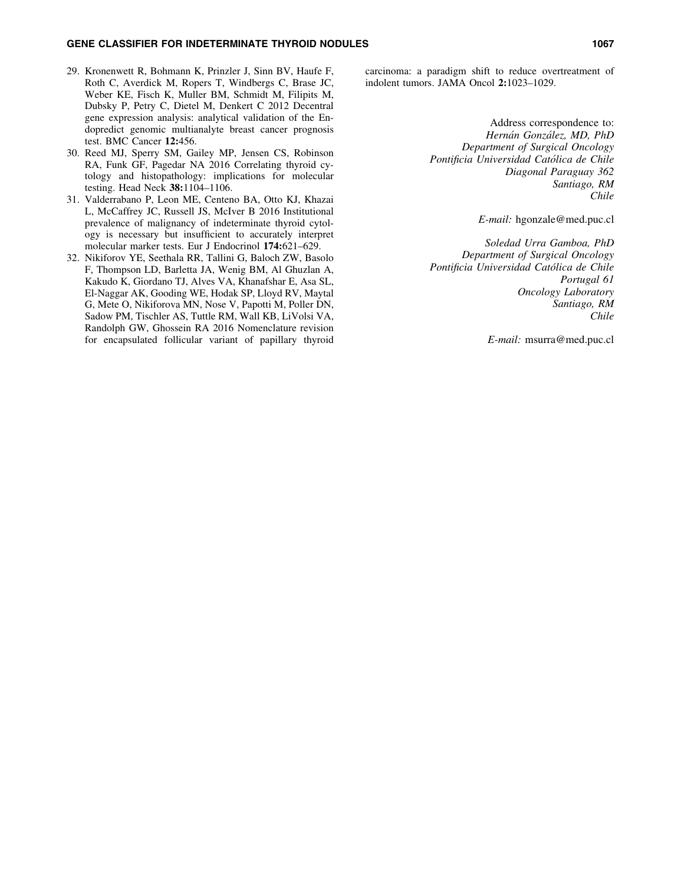29. Kronenwett R, Bohmann K, Prinzler J, Sinn BV, Haufe F, Roth C, Averdick M, Ropers T, Windbergs C, Brase JC, Weber KE, Fisch K, Muller BM, Schmidt M, Filipits M, Dubsky P, Petry C, Dietel M, Denkert C 2012 Decentral gene expression analysis: analytical validation of the Endopredict genomic multianalyte breast cancer prognosis test. BMC Cancer **12:**456.
30. Reed MJ, Sperry SM, Gailey MP, Jensen CS, Robinson RA, Funk GF, Pagedar NA 2016 Correlating thyroid cytology and histopathology: implications for molecular testing. Head Neck **38:**1104–1106.
31. Valderrabano P, Leon ME, Centeno BA, Otto KJ, Khazai L, McCaffrey JC, Russell JS, McIver B 2016 Institutional prevalence of malignancy of indeterminate thyroid cytology is necessary but insufficient to accurately interpret molecular marker tests. Eur J Endocrinol **174:**621–629.
32. Nikiforov YE, Seethala RR, Tallini G, Baloch ZW, Basolo F, Thompson LD, Barletta JA, Wenig BM, Al Ghuzlan A, Kakudo K, Giordano TJ, Alves VA, Khanafshar E, Asa SL, El-Naggar AK, Gooding WE, Hodak SP, Lloyd RV, Maytal G, Mete O, Nikiforova MN, Nose V, Papotti M, Poller DN, Sadow PM, Tischler AS, Tuttle RM, Wall KB, LiVolsi VA, Randolph GW, Ghossein RA 2016 Nomenclature revision for encapsulated follicular variant of papillary thyroid carcinoma: a paradigm shift to reduce overtreatment of indolent tumors. JAMA Oncol **2:**1023–1029.

Address correspondence to:
*Hernán González, MD, PhD*
*Department of Surgical Oncology*
*Pontificia Universidad Católica de Chile*
*Diagonal Paraguay 362*
*Santiago, RM*
*Chile*

*E-mail:* hgonzale@med.puc.cl

*Soledad Urra Gamboa, PhD*
*Department of Surgical Oncology*
*Pontificia Universidad Católica de Chile*
*Portugal 61*
*Oncology Laboratory*
*Santiago, RM*
*Chile*

*E-mail:* msurra@med.puc.cl